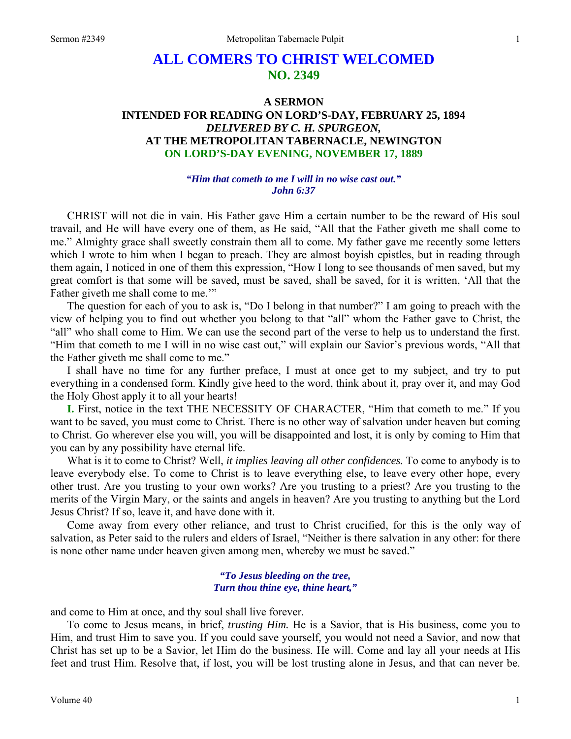# ALL COMERS TO CHRIST WELCOMED
## NO. 2349

### A SERMON
### INTENDED FOR READING ON LORD'S-DAY, FEBRUARY 25, 1894
### *DELIVERED BY C. H. SPURGEON,*
### AT THE METROPOLITAN TABERNACLE, NEWINGTON
### ON LORD'S-DAY EVENING, NOVEMBER 17, 1889

***"Him that cometh to me I will in no wise cast out."***
***John 6:37***

CHRIST will not die in vain. His Father gave Him a certain number to be the reward of His soul travail, and He will have every one of them, as He said, "All that the Father giveth me shall come to me." Almighty grace shall sweetly constrain them all to come. My father gave me recently some letters which I wrote to him when I began to preach. They are almost boyish epistles, but in reading through them again, I noticed in one of them this expression, "How I long to see thousands of men saved, but my great comfort is that some will be saved, must be saved, shall be saved, for it is written, 'All that the Father giveth me shall come to me.'"

The question for each of you to ask is, "Do I belong in that number?" I am going to preach with the view of helping you to find out whether you belong to that "all" whom the Father gave to Christ, the "all" who shall come to Him. We can use the second part of the verse to help us to understand the first. "Him that cometh to me I will in no wise cast out," will explain our Savior's previous words, "All that the Father giveth me shall come to me."

I shall have no time for any further preface, I must at once get to my subject, and try to put everything in a condensed form. Kindly give heed to the word, think about it, pray over it, and may God the Holy Ghost apply it to all your hearts!

**I.** First, notice in the text THE NECESSITY OF CHARACTER, "Him that cometh to me." If you want to be saved, you must come to Christ. There is no other way of salvation under heaven but coming to Christ. Go wherever else you will, you will be disappointed and lost, it is only by coming to Him that you can by any possibility have eternal life.

What is it to come to Christ? Well, *it implies leaving all other confidences.* To come to anybody is to leave everybody else. To come to Christ is to leave everything else, to leave every other hope, every other trust. Are you trusting to your own works? Are you trusting to a priest? Are you trusting to the merits of the Virgin Mary, or the saints and angels in heaven? Are you trusting to anything but the Lord Jesus Christ? If so, leave it, and have done with it.

Come away from every other reliance, and trust to Christ crucified, for this is the only way of salvation, as Peter said to the rulers and elders of Israel, "Neither is there salvation in any other: for there is none other name under heaven given among men, whereby we must be saved."

***"To Jesus bleeding on the tree,***
***Turn thou thine eye, thine heart,"***

and come to Him at once, and thy soul shall live forever.

To come to Jesus means, in brief, *trusting Him.* He is a Savior, that is His business, come you to Him, and trust Him to save you. If you could save yourself, you would not need a Savior, and now that Christ has set up to be a Savior, let Him do the business. He will. Come and lay all your needs at His feet and trust Him. Resolve that, if lost, you will be lost trusting alone in Jesus, and that can never be.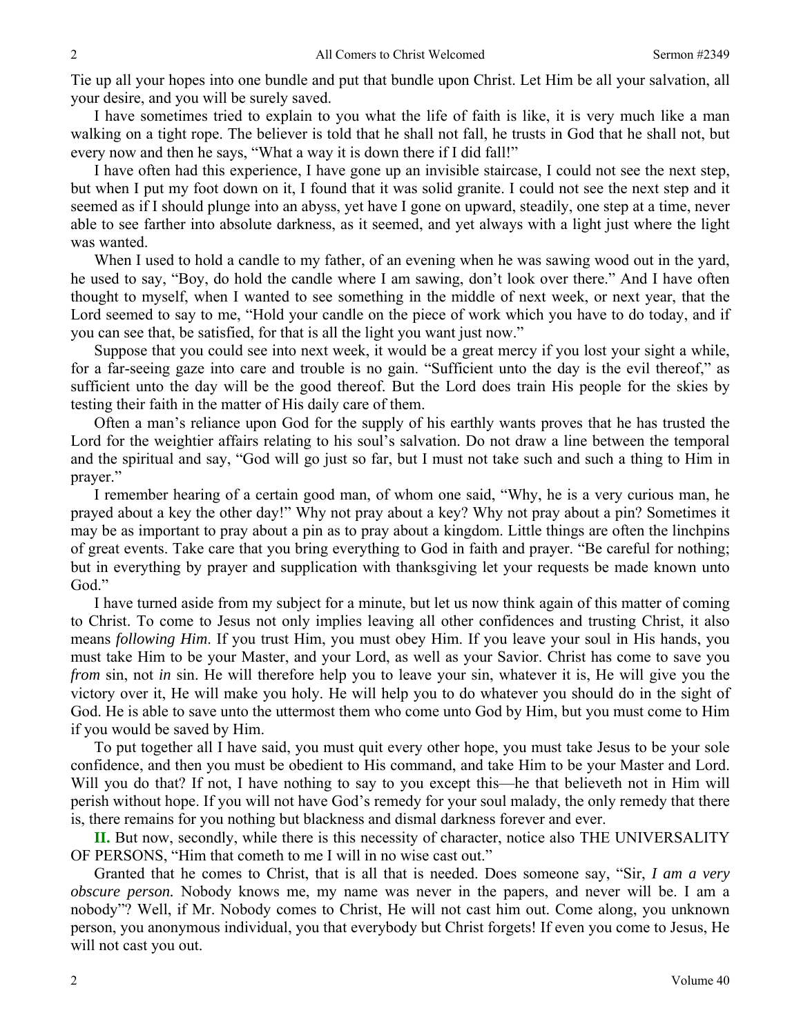Tie up all your hopes into one bundle and put that bundle upon Christ. Let Him be all your salvation, all your desire, and you will be surely saved.

I have sometimes tried to explain to you what the life of faith is like, it is very much like a man walking on a tight rope. The believer is told that he shall not fall, he trusts in God that he shall not, but every now and then he says, "What a way it is down there if I did fall!"

I have often had this experience, I have gone up an invisible staircase, I could not see the next step, but when I put my foot down on it, I found that it was solid granite. I could not see the next step and it seemed as if I should plunge into an abyss, yet have I gone on upward, steadily, one step at a time, never able to see farther into absolute darkness, as it seemed, and yet always with a light just where the light was wanted.

When I used to hold a candle to my father, of an evening when he was sawing wood out in the yard, he used to say, "Boy, do hold the candle where I am sawing, don't look over there." And I have often thought to myself, when I wanted to see something in the middle of next week, or next year, that the Lord seemed to say to me, "Hold your candle on the piece of work which you have to do today, and if you can see that, be satisfied, for that is all the light you want just now."

Suppose that you could see into next week, it would be a great mercy if you lost your sight a while, for a far-seeing gaze into care and trouble is no gain. "Sufficient unto the day is the evil thereof," as sufficient unto the day will be the good thereof. But the Lord does train His people for the skies by testing their faith in the matter of His daily care of them.

Often a man's reliance upon God for the supply of his earthly wants proves that he has trusted the Lord for the weightier affairs relating to his soul's salvation. Do not draw a line between the temporal and the spiritual and say, "God will go just so far, but I must not take such and such a thing to Him in prayer."

I remember hearing of a certain good man, of whom one said, "Why, he is a very curious man, he prayed about a key the other day!" Why not pray about a key? Why not pray about a pin? Sometimes it may be as important to pray about a pin as to pray about a kingdom. Little things are often the linchpins of great events. Take care that you bring everything to God in faith and prayer. "Be careful for nothing; but in everything by prayer and supplication with thanksgiving let your requests be made known unto God."

I have turned aside from my subject for a minute, but let us now think again of this matter of coming to Christ. To come to Jesus not only implies leaving all other confidences and trusting Christ, it also means *following Him*. If you trust Him, you must obey Him. If you leave your soul in His hands, you must take Him to be your Master, and your Lord, as well as your Savior. Christ has come to save you *from* sin, not *in* sin. He will therefore help you to leave your sin, whatever it is, He will give you the victory over it, He will make you holy. He will help you to do whatever you should do in the sight of God. He is able to save unto the uttermost them who come unto God by Him, but you must come to Him if you would be saved by Him.

To put together all I have said, you must quit every other hope, you must take Jesus to be your sole confidence, and then you must be obedient to His command, and take Him to be your Master and Lord. Will you do that? If not, I have nothing to say to you except this—he that believeth not in Him will perish without hope. If you will not have God's remedy for your soul malady, the only remedy that there is, there remains for you nothing but blackness and dismal darkness forever and ever.

**II.** But now, secondly, while there is this necessity of character, notice also THE UNIVERSALITY OF PERSONS, "Him that cometh to me I will in no wise cast out."

Granted that he comes to Christ, that is all that is needed. Does someone say, "Sir, *I am a very obscure person.* Nobody knows me, my name was never in the papers, and never will be. I am a nobody"? Well, if Mr. Nobody comes to Christ, He will not cast him out. Come along, you unknown person, you anonymous individual, you that everybody but Christ forgets! If even you come to Jesus, He will not cast you out.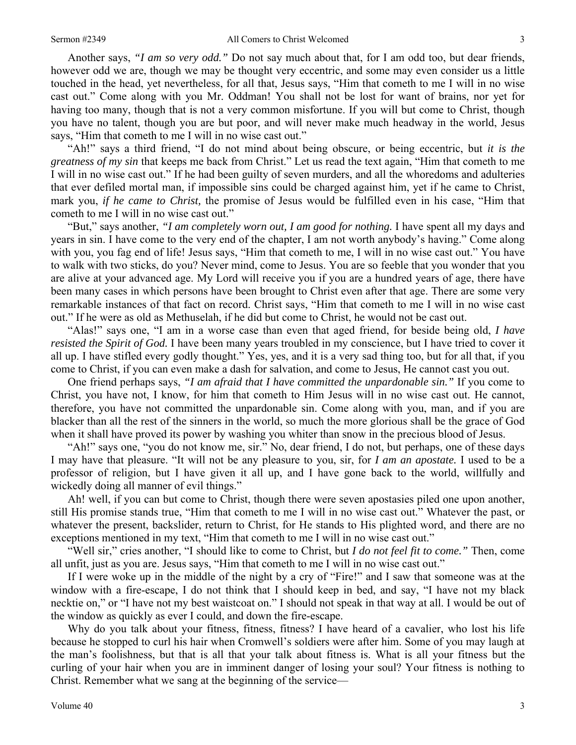Another says, *"I am so very odd."* Do not say much about that, for I am odd too, but dear friends, however odd we are, though we may be thought very eccentric, and some may even consider us a little touched in the head, yet nevertheless, for all that, Jesus says, "Him that cometh to me I will in no wise cast out." Come along with you Mr. Oddman! You shall not be lost for want of brains, nor yet for having too many, though that is not a very common misfortune. If you will but come to Christ, though you have no talent, though you are but poor, and will never make much headway in the world, Jesus says, "Him that cometh to me I will in no wise cast out."

"Ah!" says a third friend, "I do not mind about being obscure, or being eccentric, but *it is the greatness of my sin* that keeps me back from Christ." Let us read the text again, "Him that cometh to me I will in no wise cast out." If he had been guilty of seven murders, and all the whoredoms and adulteries that ever defiled mortal man, if impossible sins could be charged against him, yet if he came to Christ, mark you, *if he came to Christ,* the promise of Jesus would be fulfilled even in his case, "Him that cometh to me I will in no wise cast out."

"But," says another, *"I am completely worn out, I am good for nothing.* I have spent all my days and years in sin. I have come to the very end of the chapter, I am not worth anybody's having." Come along with you, you fag end of life! Jesus says, "Him that cometh to me, I will in no wise cast out." You have to walk with two sticks, do you? Never mind, come to Jesus. You are so feeble that you wonder that you are alive at your advanced age. My Lord will receive you if you are a hundred years of age, there have been many cases in which persons have been brought to Christ even after that age. There are some very remarkable instances of that fact on record. Christ says, "Him that cometh to me I will in no wise cast out." If he were as old as Methuselah, if he did but come to Christ, he would not be cast out.

"Alas!" says one, "I am in a worse case than even that aged friend, for beside being old, *I have resisted the Spirit of God.* I have been many years troubled in my conscience, but I have tried to cover it all up. I have stifled every godly thought." Yes, yes, and it is a very sad thing too, but for all that, if you come to Christ, if you can even make a dash for salvation, and come to Jesus, He cannot cast you out.

One friend perhaps says, *"I am afraid that I have committed the unpardonable sin."* If you come to Christ, you have not, I know, for him that cometh to Him Jesus will in no wise cast out. He cannot, therefore, you have not committed the unpardonable sin. Come along with you, man, and if you are blacker than all the rest of the sinners in the world, so much the more glorious shall be the grace of God when it shall have proved its power by washing you whiter than snow in the precious blood of Jesus.

"Ah!" says one, "you do not know me, sir." No, dear friend, I do not, but perhaps, one of these days I may have that pleasure. "It will not be any pleasure to you, sir, for *I am an apostate.* I used to be a professor of religion, but I have given it all up, and I have gone back to the world, willfully and wickedly doing all manner of evil things."

Ah! well, if you can but come to Christ, though there were seven apostasies piled one upon another, still His promise stands true, "Him that cometh to me I will in no wise cast out." Whatever the past, or whatever the present, backslider, return to Christ, for He stands to His plighted word, and there are no exceptions mentioned in my text, "Him that cometh to me I will in no wise cast out."

"Well sir," cries another, "I should like to come to Christ, but *I do not feel fit to come."* Then, come all unfit, just as you are. Jesus says, "Him that cometh to me I will in no wise cast out."

If I were woke up in the middle of the night by a cry of "Fire!" and I saw that someone was at the window with a fire-escape, I do not think that I should keep in bed, and say, "I have not my black necktie on," or "I have not my best waistcoat on." I should not speak in that way at all. I would be out of the window as quickly as ever I could, and down the fire-escape.

Why do you talk about your fitness, fitness, fitness? I have heard of a cavalier, who lost his life because he stopped to curl his hair when Cromwell's soldiers were after him. Some of you may laugh at the man's foolishness, but that is all that your talk about fitness is. What is all your fitness but the curling of your hair when you are in imminent danger of losing your soul? Your fitness is nothing to Christ. Remember what we sang at the beginning of the service—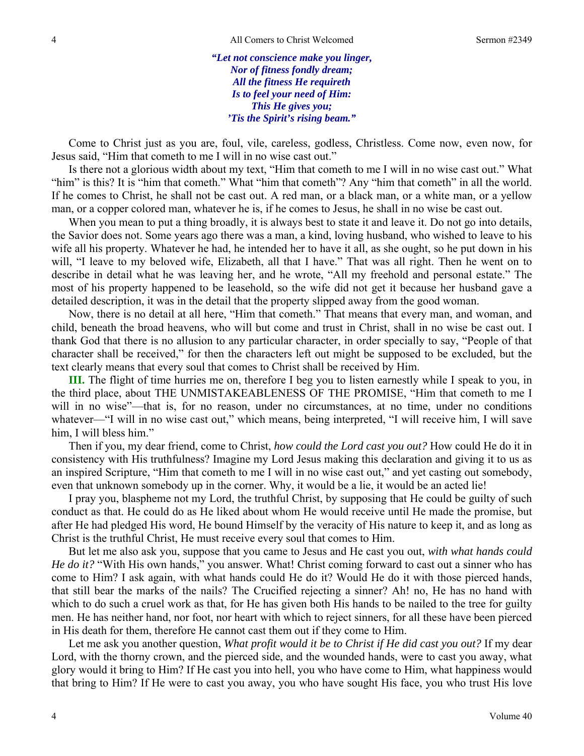*"Let not conscience make you linger,*
*Nor of fitness fondly dream;*
*All the fitness He requireth*
*Is to feel your need of Him:*
*This He gives you;*
*'Tis the Spirit's rising beam."*

Come to Christ just as you are, foul, vile, careless, godless, Christless. Come now, even now, for Jesus said, "Him that cometh to me I will in no wise cast out."

Is there not a glorious width about my text, "Him that cometh to me I will in no wise cast out." What "him" is this? It is "him that cometh." What "him that cometh"? Any "him that cometh" in all the world. If he comes to Christ, he shall not be cast out. A red man, or a black man, or a white man, or a yellow man, or a copper colored man, whatever he is, if he comes to Jesus, he shall in no wise be cast out.

When you mean to put a thing broadly, it is always best to state it and leave it. Do not go into details, the Savior does not. Some years ago there was a man, a kind, loving husband, who wished to leave to his wife all his property. Whatever he had, he intended her to have it all, as she ought, so he put down in his will, "I leave to my beloved wife, Elizabeth, all that I have." That was all right. Then he went on to describe in detail what he was leaving her, and he wrote, "All my freehold and personal estate." The most of his property happened to be leasehold, so the wife did not get it because her husband gave a detailed description, it was in the detail that the property slipped away from the good woman.

Now, there is no detail at all here, "Him that cometh." That means that every man, and woman, and child, beneath the broad heavens, who will but come and trust in Christ, shall in no wise be cast out. I thank God that there is no allusion to any particular character, in order specially to say, "People of that character shall be received," for then the characters left out might be supposed to be excluded, but the text clearly means that every soul that comes to Christ shall be received by Him.

**III.** The flight of time hurries me on, therefore I beg you to listen earnestly while I speak to you, in the third place, about THE UNMISTAKEABLENESS OF THE PROMISE, "Him that cometh to me I will in no wise"—that is, for no reason, under no circumstances, at no time, under no conditions whatever—"I will in no wise cast out," which means, being interpreted, "I will receive him, I will save him, I will bless him."

Then if you, my dear friend, come to Christ, *how could the Lord cast you out?* How could He do it in consistency with His truthfulness? Imagine my Lord Jesus making this declaration and giving it to us as an inspired Scripture, "Him that cometh to me I will in no wise cast out," and yet casting out somebody, even that unknown somebody up in the corner. Why, it would be a lie, it would be an acted lie!

I pray you, blaspheme not my Lord, the truthful Christ, by supposing that He could be guilty of such conduct as that. He could do as He liked about whom He would receive until He made the promise, but after He had pledged His word, He bound Himself by the veracity of His nature to keep it, and as long as Christ is the truthful Christ, He must receive every soul that comes to Him.

But let me also ask you, suppose that you came to Jesus and He cast you out, *with what hands could He do it?* "With His own hands," you answer. What! Christ coming forward to cast out a sinner who has come to Him? I ask again, with what hands could He do it? Would He do it with those pierced hands, that still bear the marks of the nails? The Crucified rejecting a sinner? Ah! no, He has no hand with which to do such a cruel work as that, for He has given both His hands to be nailed to the tree for guilty men. He has neither hand, nor foot, nor heart with which to reject sinners, for all these have been pierced in His death for them, therefore He cannot cast them out if they come to Him.

Let me ask you another question, *What profit would it be to Christ if He did cast you out?* If my dear Lord, with the thorny crown, and the pierced side, and the wounded hands, were to cast you away, what glory would it bring to Him? If He cast you into hell, you who have come to Him, what happiness would that bring to Him? If He were to cast you away, you who have sought His face, you who trust His love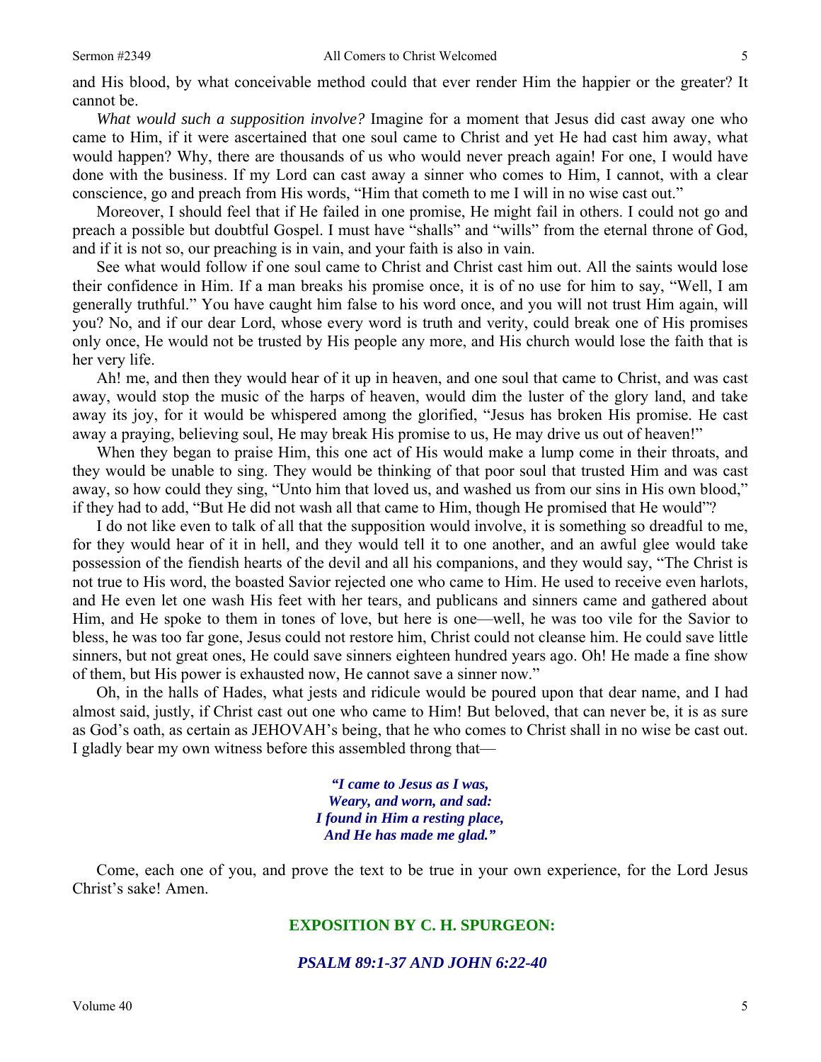and His blood, by what conceivable method could that ever render Him the happier or the greater? It cannot be.

*What would such a supposition involve?* Imagine for a moment that Jesus did cast away one who came to Him, if it were ascertained that one soul came to Christ and yet He had cast him away, what would happen? Why, there are thousands of us who would never preach again! For one, I would have done with the business. If my Lord can cast away a sinner who comes to Him, I cannot, with a clear conscience, go and preach from His words, "Him that cometh to me I will in no wise cast out."

Moreover, I should feel that if He failed in one promise, He might fail in others. I could not go and preach a possible but doubtful Gospel. I must have "shalls" and "wills" from the eternal throne of God, and if it is not so, our preaching is in vain, and your faith is also in vain.

See what would follow if one soul came to Christ and Christ cast him out. All the saints would lose their confidence in Him. If a man breaks his promise once, it is of no use for him to say, "Well, I am generally truthful." You have caught him false to his word once, and you will not trust Him again, will you? No, and if our dear Lord, whose every word is truth and verity, could break one of His promises only once, He would not be trusted by His people any more, and His church would lose the faith that is her very life.

Ah! me, and then they would hear of it up in heaven, and one soul that came to Christ, and was cast away, would stop the music of the harps of heaven, would dim the luster of the glory land, and take away its joy, for it would be whispered among the glorified, "Jesus has broken His promise. He cast away a praying, believing soul, He may break His promise to us, He may drive us out of heaven!"

When they began to praise Him, this one act of His would make a lump come in their throats, and they would be unable to sing. They would be thinking of that poor soul that trusted Him and was cast away, so how could they sing, "Unto him that loved us, and washed us from our sins in His own blood," if they had to add, "But He did not wash all that came to Him, though He promised that He would"?

I do not like even to talk of all that the supposition would involve, it is something so dreadful to me, for they would hear of it in hell, and they would tell it to one another, and an awful glee would take possession of the fiendish hearts of the devil and all his companions, and they would say, "The Christ is not true to His word, the boasted Savior rejected one who came to Him. He used to receive even harlots, and He even let one wash His feet with her tears, and publicans and sinners came and gathered about Him, and He spoke to them in tones of love, but here is one—well, he was too vile for the Savior to bless, he was too far gone, Jesus could not restore him, Christ could not cleanse him. He could save little sinners, but not great ones, He could save sinners eighteen hundred years ago. Oh! He made a fine show of them, but His power is exhausted now, He cannot save a sinner now."

Oh, in the halls of Hades, what jests and ridicule would be poured upon that dear name, and I had almost said, justly, if Christ cast out one who came to Him! But beloved, that can never be, it is as sure as God's oath, as certain as JEHOVAH's being, that he who comes to Christ shall in no wise be cast out. I gladly bear my own witness before this assembled throng that—

> ***"I came to Jesus as I was,***
> ***Weary, and worn, and sad:***
> ***I found in Him a resting place,***
> ***And He has made me glad."***

Come, each one of you, and prove the text to be true in your own experience, for the Lord Jesus Christ's sake! Amen.

## EXPOSITION BY C. H. SPURGEON:

### *PSALM 89:1-37 AND JOHN 6:22-40*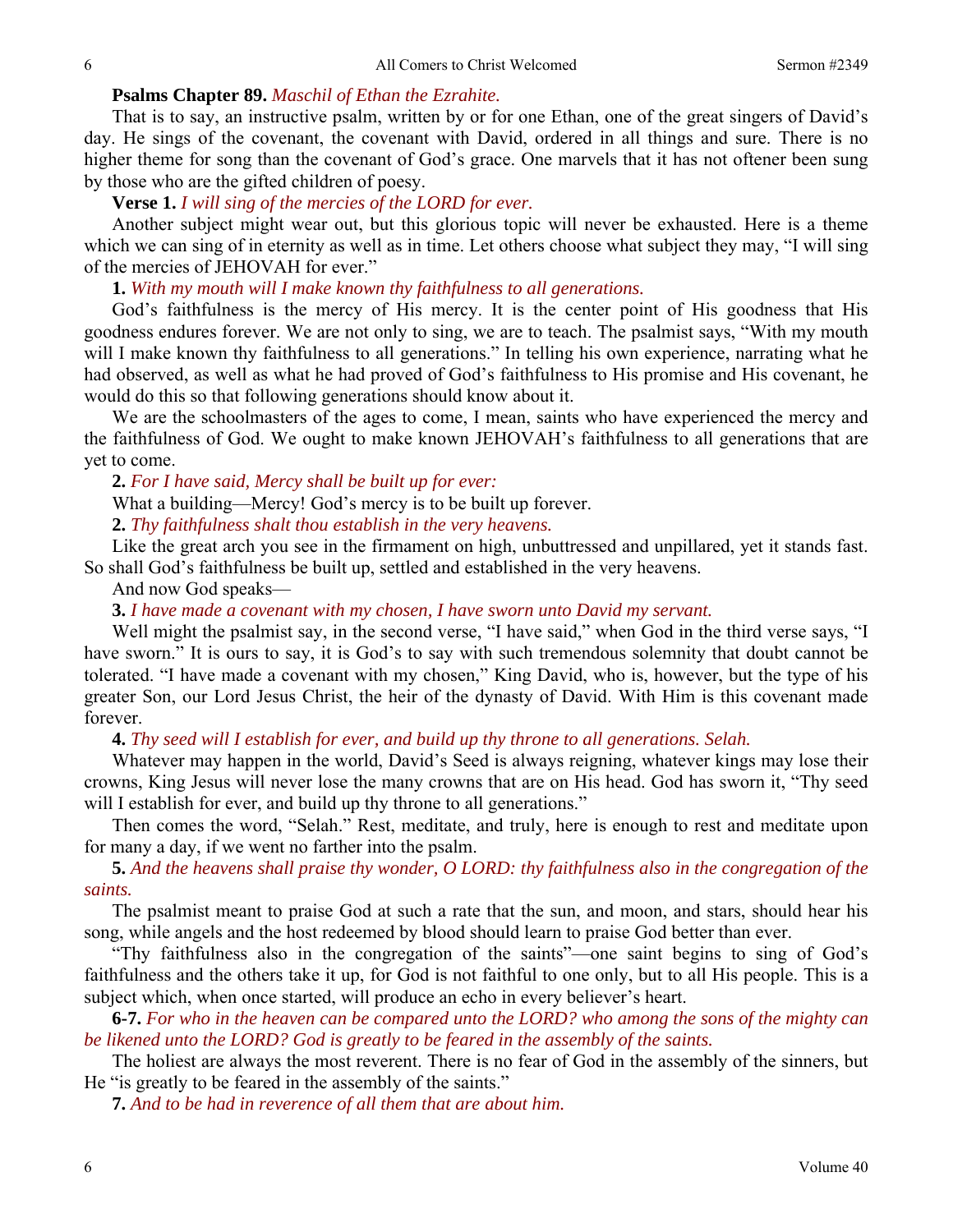**Psalms Chapter 89.** *Maschil of Ethan the Ezrahite.*

That is to say, an instructive psalm, written by or for one Ethan, one of the great singers of David's day. He sings of the covenant, the covenant with David, ordered in all things and sure. There is no higher theme for song than the covenant of God's grace. One marvels that it has not oftener been sung by those who are the gifted children of poesy.

**Verse 1.** *I will sing of the mercies of the LORD for ever.*

Another subject might wear out, but this glorious topic will never be exhausted. Here is a theme which we can sing of in eternity as well as in time. Let others choose what subject they may, "I will sing of the mercies of JEHOVAH for ever."

**1.** *With my mouth will I make known thy faithfulness to all generations.*

God's faithfulness is the mercy of His mercy. It is the center point of His goodness that His goodness endures forever. We are not only to sing, we are to teach. The psalmist says, "With my mouth will I make known thy faithfulness to all generations." In telling his own experience, narrating what he had observed, as well as what he had proved of God's faithfulness to His promise and His covenant, he would do this so that following generations should know about it.

We are the schoolmasters of the ages to come, I mean, saints who have experienced the mercy and the faithfulness of God. We ought to make known JEHOVAH's faithfulness to all generations that are yet to come.

**2.** *For I have said, Mercy shall be built up for ever:*

What a building—Mercy! God's mercy is to be built up forever.

**2.** *Thy faithfulness shalt thou establish in the very heavens.*

Like the great arch you see in the firmament on high, unbuttressed and unpillared, yet it stands fast. So shall God's faithfulness be built up, settled and established in the very heavens.

And now God speaks—

**3.** *I have made a covenant with my chosen, I have sworn unto David my servant.*

Well might the psalmist say, in the second verse, "I have said," when God in the third verse says, "I have sworn." It is ours to say, it is God's to say with such tremendous solemnity that doubt cannot be tolerated. "I have made a covenant with my chosen," King David, who is, however, but the type of his greater Son, our Lord Jesus Christ, the heir of the dynasty of David. With Him is this covenant made forever.

**4.** *Thy seed will I establish for ever, and build up thy throne to all generations. Selah.*

Whatever may happen in the world, David's Seed is always reigning, whatever kings may lose their crowns, King Jesus will never lose the many crowns that are on His head. God has sworn it, "Thy seed will I establish for ever, and build up thy throne to all generations."

Then comes the word, "Selah." Rest, meditate, and truly, here is enough to rest and meditate upon for many a day, if we went no farther into the psalm.

**5.** *And the heavens shall praise thy wonder, O LORD: thy faithfulness also in the congregation of the saints.*

The psalmist meant to praise God at such a rate that the sun, and moon, and stars, should hear his song, while angels and the host redeemed by blood should learn to praise God better than ever.

"Thy faithfulness also in the congregation of the saints"—one saint begins to sing of God's faithfulness and the others take it up, for God is not faithful to one only, but to all His people. This is a subject which, when once started, will produce an echo in every believer's heart.

**6-7.** *For who in the heaven can be compared unto the LORD? who among the sons of the mighty can be likened unto the LORD? God is greatly to be feared in the assembly of the saints.*

The holiest are always the most reverent. There is no fear of God in the assembly of the sinners, but He "is greatly to be feared in the assembly of the saints."

**7.** *And to be had in reverence of all them that are about him.*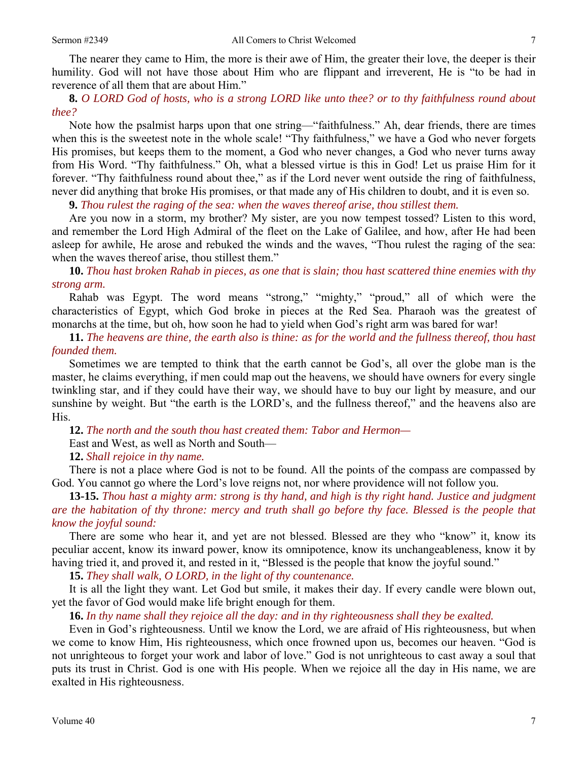The nearer they came to Him, the more is their awe of Him, the greater their love, the deeper is their humility. God will not have those about Him who are flippant and irreverent, He is "to be had in reverence of all them that are about Him."

**8.** *O LORD God of hosts, who is a strong LORD like unto thee? or to thy faithfulness round about thee?*

Note how the psalmist harps upon that one string—"faithfulness." Ah, dear friends, there are times when this is the sweetest note in the whole scale! "Thy faithfulness," we have a God who never forgets His promises, but keeps them to the moment, a God who never changes, a God who never turns away from His Word. "Thy faithfulness." Oh, what a blessed virtue is this in God! Let us praise Him for it forever. "Thy faithfulness round about thee," as if the Lord never went outside the ring of faithfulness, never did anything that broke His promises, or that made any of His children to doubt, and it is even so.

**9.** *Thou rulest the raging of the sea: when the waves thereof arise, thou stillest them.*

Are you now in a storm, my brother? My sister, are you now tempest tossed? Listen to this word, and remember the Lord High Admiral of the fleet on the Lake of Galilee, and how, after He had been asleep for awhile, He arose and rebuked the winds and the waves, "Thou rulest the raging of the sea: when the waves thereof arise, thou stillest them."

**10.** *Thou hast broken Rahab in pieces, as one that is slain; thou hast scattered thine enemies with thy strong arm.*

Rahab was Egypt. The word means "strong," "mighty," "proud," all of which were the characteristics of Egypt, which God broke in pieces at the Red Sea. Pharaoh was the greatest of monarchs at the time, but oh, how soon he had to yield when God's right arm was bared for war!

**11.** *The heavens are thine, the earth also is thine: as for the world and the fullness thereof, thou hast founded them.*

Sometimes we are tempted to think that the earth cannot be God's, all over the globe man is the master, he claims everything, if men could map out the heavens, we should have owners for every single twinkling star, and if they could have their way, we should have to buy our light by measure, and our sunshine by weight. But "the earth is the LORD's, and the fullness thereof," and the heavens also are His.

**12.** *The north and the south thou hast created them: Tabor and Hermon—*

East and West, as well as North and South—

**12.** *Shall rejoice in thy name.*

There is not a place where God is not to be found. All the points of the compass are compassed by God. You cannot go where the Lord's love reigns not, nor where providence will not follow you.

**13-15.** *Thou hast a mighty arm: strong is thy hand, and high is thy right hand. Justice and judgment are the habitation of thy throne: mercy and truth shall go before thy face. Blessed is the people that know the joyful sound:*

There are some who hear it, and yet are not blessed. Blessed are they who "know" it, know its peculiar accent, know its inward power, know its omnipotence, know its unchangeableness, know it by having tried it, and proved it, and rested in it, "Blessed is the people that know the joyful sound."

**15.** *They shall walk, O LORD, in the light of thy countenance.*

It is all the light they want. Let God but smile, it makes their day. If every candle were blown out, yet the favor of God would make life bright enough for them.

**16.** *In thy name shall they rejoice all the day: and in thy righteousness shall they be exalted.*

Even in God's righteousness. Until we know the Lord, we are afraid of His righteousness, but when we come to know Him, His righteousness, which once frowned upon us, becomes our heaven. "God is not unrighteous to forget your work and labor of love." God is not unrighteous to cast away a soul that puts its trust in Christ. God is one with His people. When we rejoice all the day in His name, we are exalted in His righteousness.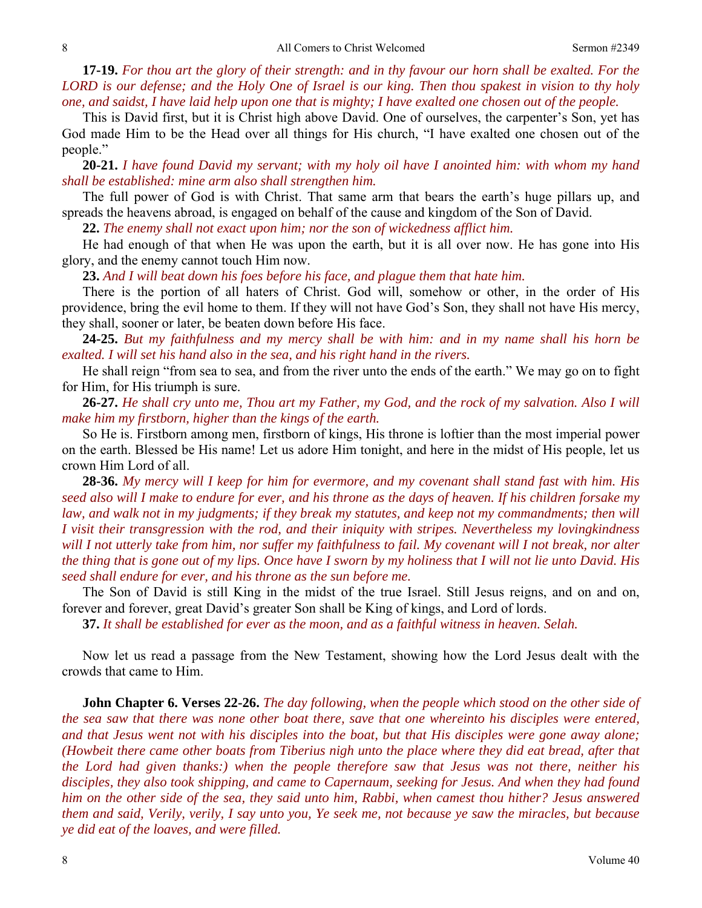**17-19.** *For thou art the glory of their strength: and in thy favour our horn shall be exalted. For the LORD is our defense; and the Holy One of Israel is our king. Then thou spakest in vision to thy holy one, and saidst, I have laid help upon one that is mighty; I have exalted one chosen out of the people.*

This is David first, but it is Christ high above David. One of ourselves, the carpenter's Son, yet has God made Him to be the Head over all things for His church, "I have exalted one chosen out of the people."

**20-21.** *I have found David my servant; with my holy oil have I anointed him: with whom my hand shall be established: mine arm also shall strengthen him.*

The full power of God is with Christ. That same arm that bears the earth's huge pillars up, and spreads the heavens abroad, is engaged on behalf of the cause and kingdom of the Son of David.

**22.** *The enemy shall not exact upon him; nor the son of wickedness afflict him.*

He had enough of that when He was upon the earth, but it is all over now. He has gone into His glory, and the enemy cannot touch Him now.

**23.** *And I will beat down his foes before his face, and plague them that hate him.*

There is the portion of all haters of Christ. God will, somehow or other, in the order of His providence, bring the evil home to them. If they will not have God's Son, they shall not have His mercy, they shall, sooner or later, be beaten down before His face.

**24-25.** *But my faithfulness and my mercy shall be with him: and in my name shall his horn be exalted. I will set his hand also in the sea, and his right hand in the rivers.*

He shall reign "from sea to sea, and from the river unto the ends of the earth." We may go on to fight for Him, for His triumph is sure.

**26-27.** *He shall cry unto me, Thou art my Father, my God, and the rock of my salvation. Also I will make him my firstborn, higher than the kings of the earth.*

So He is. Firstborn among men, firstborn of kings, His throne is loftier than the most imperial power on the earth. Blessed be His name! Let us adore Him tonight, and here in the midst of His people, let us crown Him Lord of all.

**28-36.** *My mercy will I keep for him for evermore, and my covenant shall stand fast with him. His seed also will I make to endure for ever, and his throne as the days of heaven. If his children forsake my law, and walk not in my judgments; if they break my statutes, and keep not my commandments; then will I visit their transgression with the rod, and their iniquity with stripes. Nevertheless my lovingkindness will I not utterly take from him, nor suffer my faithfulness to fail. My covenant will I not break, nor alter the thing that is gone out of my lips. Once have I sworn by my holiness that I will not lie unto David. His seed shall endure for ever, and his throne as the sun before me.*

The Son of David is still King in the midst of the true Israel. Still Jesus reigns, and on and on, forever and forever, great David's greater Son shall be King of kings, and Lord of lords.

**37.** *It shall be established for ever as the moon, and as a faithful witness in heaven. Selah.*

Now let us read a passage from the New Testament, showing how the Lord Jesus dealt with the crowds that came to Him.

**John Chapter 6. Verses 22-26.** *The day following, when the people which stood on the other side of the sea saw that there was none other boat there, save that one whereinto his disciples were entered, and that Jesus went not with his disciples into the boat, but that His disciples were gone away alone; (Howbeit there came other boats from Tiberius nigh unto the place where they did eat bread, after that the Lord had given thanks:) when the people therefore saw that Jesus was not there, neither his disciples, they also took shipping, and came to Capernaum, seeking for Jesus. And when they had found him on the other side of the sea, they said unto him, Rabbi, when camest thou hither? Jesus answered them and said, Verily, verily, I say unto you, Ye seek me, not because ye saw the miracles, but because ye did eat of the loaves, and were filled.*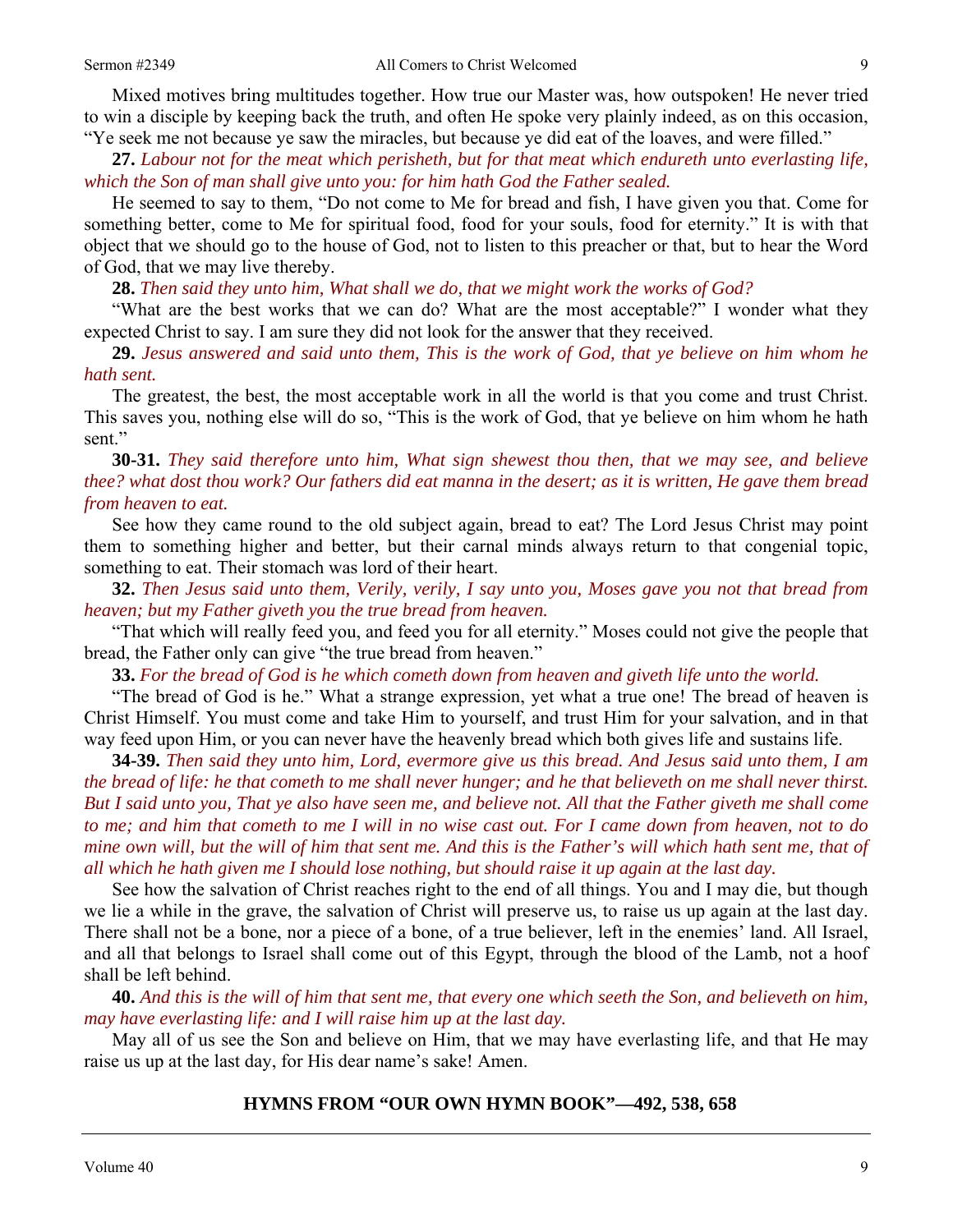Mixed motives bring multitudes together. How true our Master was, how outspoken! He never tried to win a disciple by keeping back the truth, and often He spoke very plainly indeed, as on this occasion, "Ye seek me not because ye saw the miracles, but because ye did eat of the loaves, and were filled."

**27.** *Labour not for the meat which perisheth, but for that meat which endureth unto everlasting life, which the Son of man shall give unto you: for him hath God the Father sealed.*

He seemed to say to them, "Do not come to Me for bread and fish, I have given you that. Come for something better, come to Me for spiritual food, food for your souls, food for eternity." It is with that object that we should go to the house of God, not to listen to this preacher or that, but to hear the Word of God, that we may live thereby.

**28.** *Then said they unto him, What shall we do, that we might work the works of God?*

"What are the best works that we can do? What are the most acceptable?" I wonder what they expected Christ to say. I am sure they did not look for the answer that they received.

**29.** *Jesus answered and said unto them, This is the work of God, that ye believe on him whom he hath sent.*

The greatest, the best, the most acceptable work in all the world is that you come and trust Christ. This saves you, nothing else will do so, "This is the work of God, that ye believe on him whom he hath sent."

**30-31.** *They said therefore unto him, What sign shewest thou then, that we may see, and believe thee? what dost thou work? Our fathers did eat manna in the desert; as it is written, He gave them bread from heaven to eat.*

See how they came round to the old subject again, bread to eat? The Lord Jesus Christ may point them to something higher and better, but their carnal minds always return to that congenial topic, something to eat. Their stomach was lord of their heart.

**32.** *Then Jesus said unto them, Verily, verily, I say unto you, Moses gave you not that bread from heaven; but my Father giveth you the true bread from heaven.*

"That which will really feed you, and feed you for all eternity." Moses could not give the people that bread, the Father only can give "the true bread from heaven."

**33.** *For the bread of God is he which cometh down from heaven and giveth life unto the world.*

"The bread of God is he." What a strange expression, yet what a true one! The bread of heaven is Christ Himself. You must come and take Him to yourself, and trust Him for your salvation, and in that way feed upon Him, or you can never have the heavenly bread which both gives life and sustains life.

**34-39.** *Then said they unto him, Lord, evermore give us this bread. And Jesus said unto them, I am the bread of life: he that cometh to me shall never hunger; and he that believeth on me shall never thirst. But I said unto you, That ye also have seen me, and believe not. All that the Father giveth me shall come to me; and him that cometh to me I will in no wise cast out. For I came down from heaven, not to do mine own will, but the will of him that sent me. And this is the Father's will which hath sent me, that of all which he hath given me I should lose nothing, but should raise it up again at the last day.*

See how the salvation of Christ reaches right to the end of all things. You and I may die, but though we lie a while in the grave, the salvation of Christ will preserve us, to raise us up again at the last day. There shall not be a bone, nor a piece of a bone, of a true believer, left in the enemies' land. All Israel, and all that belongs to Israel shall come out of this Egypt, through the blood of the Lamb, not a hoof shall be left behind.

**40.** *And this is the will of him that sent me, that every one which seeth the Son, and believeth on him, may have everlasting life: and I will raise him up at the last day.*

May all of us see the Son and believe on Him, that we may have everlasting life, and that He may raise us up at the last day, for His dear name's sake! Amen.

**HYMNS FROM "OUR OWN HYMN BOOK"—492, 538, 658**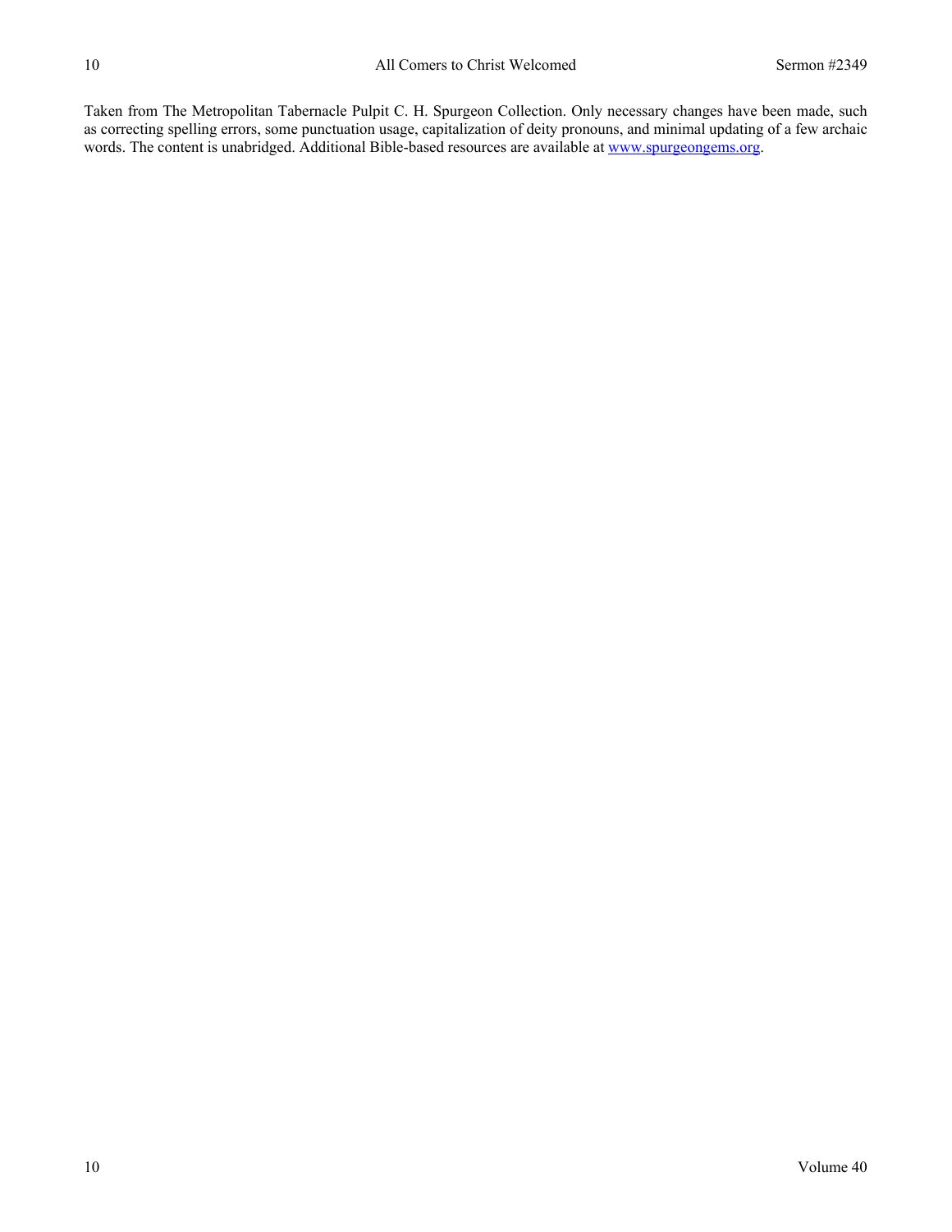Taken from The Metropolitan Tabernacle Pulpit C. H. Spurgeon Collection. Only necessary changes have been made, such as correcting spelling errors, some punctuation usage, capitalization of deity pronouns, and minimal updating of a few archaic words. The content is unabridged. Additional Bible-based resources are available at www.spurgeongems.org.